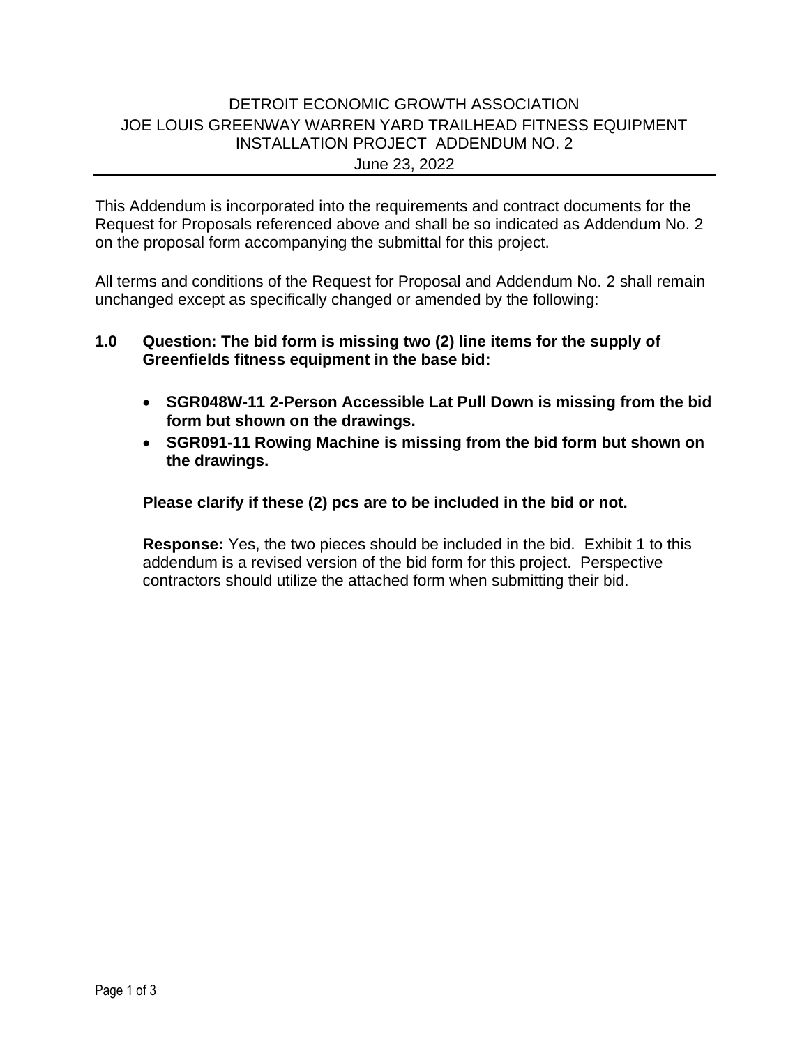# DETROIT ECONOMIC GROWTH ASSOCIATION
## JOE LOUIS GREENWAY WARREN YARD TRAILHEAD FITNESS EQUIPMENT INSTALLATION PROJECT ADDENDUM NO. 2

June 23, 2022

---

This Addendum is incorporated into the requirements and contract documents for the Request for Proposals referenced above and shall be so indicated as Addendum No. 2 on the proposal form accompanying the submittal for this project.

All terms and conditions of the Request for Proposal and Addendum No. 2 shall remain unchanged except as specifically changed or amended by the following:

**1.0 Question: The bid form is missing two (2) line items for the supply of Greenfields fitness equipment in the base bid:**

- **SGR048W-11 2-Person Accessible Lat Pull Down is missing from the bid form but shown on the drawings.**
- **SGR091-11 Rowing Machine is missing from the bid form but shown on the drawings.**

**Please clarify if these (2) pcs are to be included in the bid or not.**

**Response:** Yes, the two pieces should be included in the bid. Exhibit 1 to this addendum is a revised version of the bid form for this project. Perspective contractors should utilize the attached form when submitting their bid.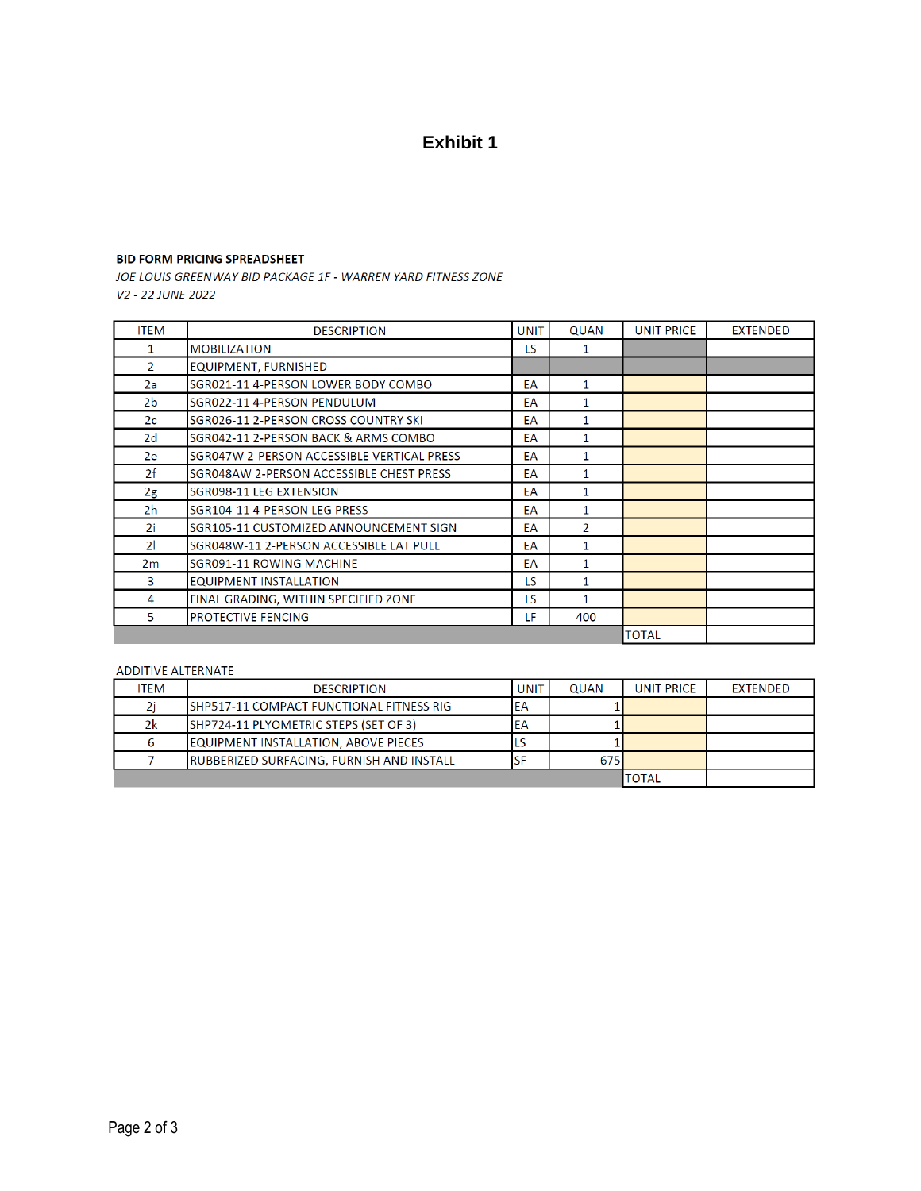# Exhibit 1

**BID FORM PRICING SPREADSHEET**

*JOE LOUIS GREENWAY BID PACKAGE 1F - WARREN YARD FITNESS ZONE*

*V2 - 22 JUNE 2022*

| ITEM | DESCRIPTION | UNIT | QUAN | UNIT PRICE | EXTENDED |
|---|---|---|---|---|---|
| 1 | MOBILIZATION | LS | 1 | | |
| 2 | EQUIPMENT, FURNISHED | | | | |
| 2a | SGR021-11 4-PERSON LOWER BODY COMBO | EA | 1 | | |
| 2b | SGR022-11 4-PERSON PENDULUM | EA | 1 | | |
| 2c | SGR026-11 2-PERSON CROSS COUNTRY SKI | EA | 1 | | |
| 2d | SGR042-11 2-PERSON BACK & ARMS COMBO | EA | 1 | | |
| 2e | SGR047W 2-PERSON ACCESSIBLE VERTICAL PRESS | EA | 1 | | |
| 2f | SGR048AW 2-PERSON ACCESSIBLE CHEST PRESS | EA | 1 | | |
| 2g | SGR098-11 LEG EXTENSION | EA | 1 | | |
| 2h | SGR104-11 4-PERSON LEG PRESS | EA | 1 | | |
| 2i | SGR105-11 CUSTOMIZED ANNOUNCEMENT SIGN | EA | 2 | | |
| 2l | SGR048W-11 2-PERSON ACCESSIBLE LAT PULL | EA | 1 | | |
| 2m | SGR091-11 ROWING MACHINE | EA | 1 | | |
| 3 | EQUIPMENT INSTALLATION | LS | 1 | | |
| 4 | FINAL GRADING, WITHIN SPECIFIED ZONE | LS | 1 | | |
| 5 | PROTECTIVE FENCING | LF | 400 | | |
| | | | | TOTAL | |

ADDITIVE ALTERNATE

| ITEM | DESCRIPTION | UNIT | QUAN | UNIT PRICE | EXTENDED |
|---|---|---|---|---|---|
| 2j | SHP517-11 COMPACT FUNCTIONAL FITNESS RIG | EA | 1 | | |
| 2k | SHP724-11 PLYOMETRIC STEPS (SET OF 3) | EA | 1 | | |
| 6 | EQUIPMENT INSTALLATION, ABOVE PIECES | LS | 1 | | |
| 7 | RUBBERIZED SURFACING, FURNISH AND INSTALL | SF | 675 | | |
| | | | | TOTAL | |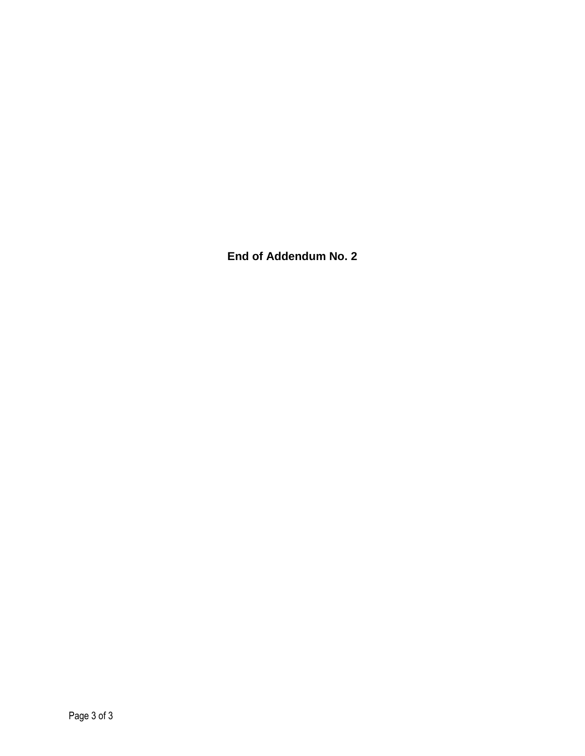**End of Addendum No. 2**